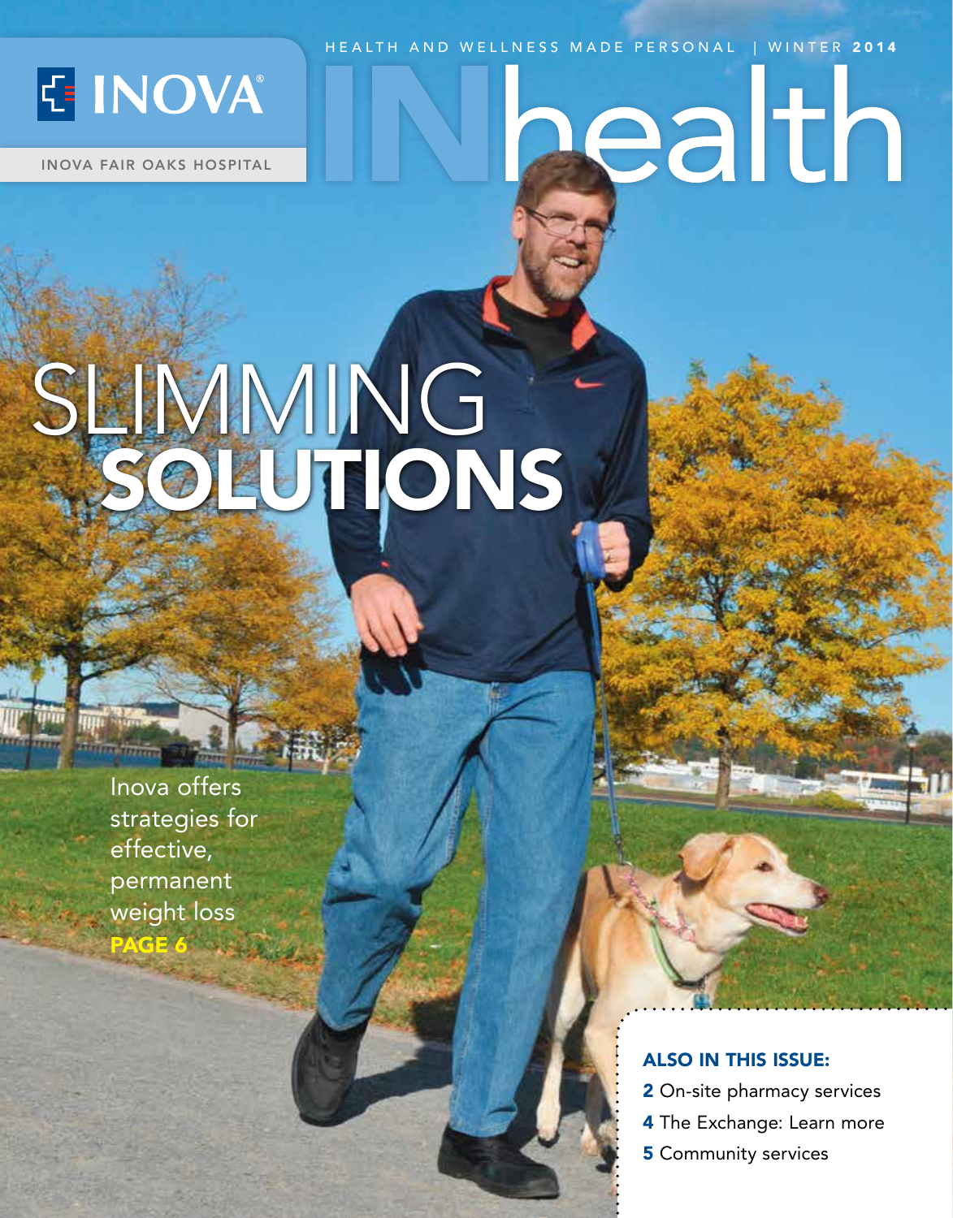INOVA®

INOVA FAIR OAKS HOSPITAL

HEALTH AND WELLNESS MADE PERSONAL | WINTER 2014

# INhealth

## SLIMMING SOLUTIONS

Inova offers strategies for effective, permanent weight loss

**PAGE 6**

**ALSO IN THIS ISSUE:**

- **2** On-site pharmacy services
- **4** The Exchange: Learn more
- **5** Community services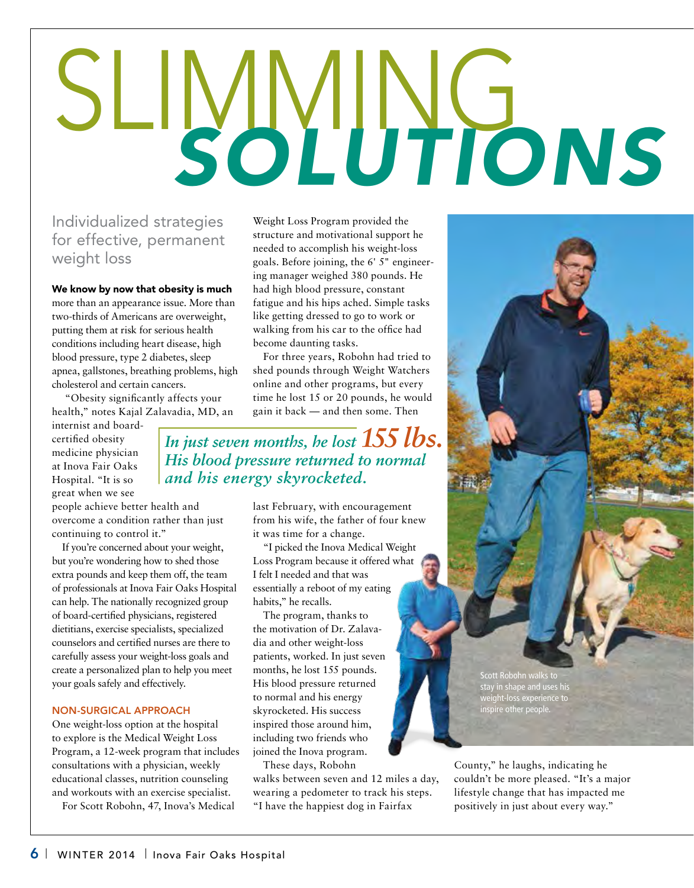# SLIMMING *SOLUTIONS*

Individualized strategies for effective, permanent weight loss

**We know by now that obesity is much** more than an appearance issue. More than two-thirds of Americans are overweight, putting them at risk for serious health conditions including heart disease, high blood pressure, type 2 diabetes, sleep apnea, gallstones, breathing problems, high cholesterol and certain cancers.

"Obesity significantly affects your health," notes Kajal Zalavadia, MD, an internist and board-certified obesity medicine physician at Inova Fair Oaks Hospital. "It is so great when we see people achieve better health and overcome a condition rather than just continuing to control it."

If you're concerned about your weight, but you're wondering how to shed those extra pounds and keep them off, the team of professionals at Inova Fair Oaks Hospital can help. The nationally recognized group of board-certified physicians, registered dietitians, exercise specialists, specialized counselors and certified nurses are there to carefully assess your weight-loss goals and create a personalized plan to help you meet your goals safely and effectively.

### NON-SURGICAL APPROACH

One weight-loss option at the hospital to explore is the Medical Weight Loss Program, a 12-week program that includes consultations with a physician, weekly educational classes, nutrition counseling and workouts with an exercise specialist.

For Scott Robohn, 47, Inova's Medical Weight Loss Program provided the structure and motivational support he needed to accomplish his weight-loss goals. Before joining, the 6' 5" engineering manager weighed 380 pounds. He had high blood pressure, constant fatigue and his hips ached. Simple tasks like getting dressed to go to work or walking from his car to the office had become daunting tasks.

For three years, Robohn had tried to shed pounds through Weight Watchers online and other programs, but every time he lost 15 or 20 pounds, he would gain it back — and then some. Then last February, with encouragement from his wife, the father of four knew it was time for a change.

*In just seven months, he lost* ***155 lbs.*** *His blood pressure returned to normal and his energy skyrocketed.*

"I picked the Inova Medical Weight Loss Program because it offered what I felt I needed and that was essentially a reboot of my eating habits," he recalls.

The program, thanks to the motivation of Dr. Zalavadia and other weight-loss patients, worked. In just seven months, he lost 155 pounds. His blood pressure returned to normal and his energy skyrocketed. His success inspired those around him, including two friends who joined the Inova program.

These days, Robohn walks between seven and 12 miles a day, wearing a pedometer to track his steps. "I have the happiest dog in Fairfax County," he laughs, indicating he couldn't be more pleased. "It's a major lifestyle change that has impacted me positively in just about every way."

Scott Robohn walks to stay in shape and uses his weight-loss experience to inspire other people.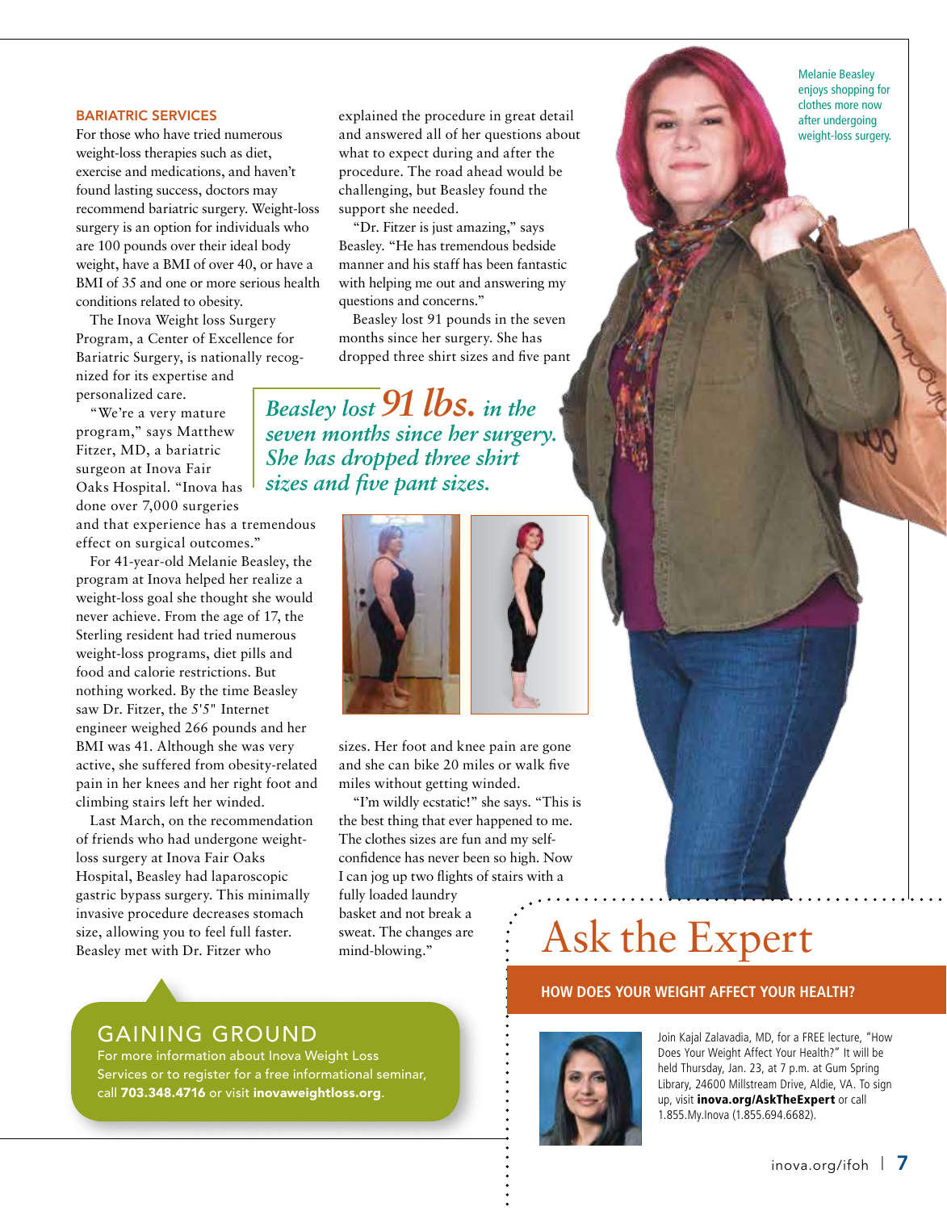## BARIATRIC SERVICES

For those who have tried numerous weight-loss therapies such as diet, exercise and medications, and haven't found lasting success, doctors may recommend bariatric surgery. Weight-loss surgery is an option for individuals who are 100 pounds over their ideal body weight, have a BMI of over 40, or have a BMI of 35 and one or more serious health conditions related to obesity.

The Inova Weight loss Surgery Program, a Center of Excellence for Bariatric Surgery, is nationally recognized for its expertise and personalized care.

"We're a very mature program," says Matthew Fitzer, MD, a bariatric surgeon at Inova Fair Oaks Hospital. "Inova has done over 7,000 surgeries and that experience has a tremendous effect on surgical outcomes."

For 41-year-old Melanie Beasley, the program at Inova helped her realize a weight-loss goal she thought she would never achieve. From the age of 17, the Sterling resident had tried numerous weight-loss programs, diet pills and food and calorie restrictions. But nothing worked. By the time Beasley saw Dr. Fitzer, the 5'5" Internet engineer weighed 266 pounds and her BMI was 41. Although she was very active, she suffered from obesity-related pain in her knees and her right foot and climbing stairs left her winded.

Last March, on the recommendation of friends who had undergone weight-loss surgery at Inova Fair Oaks Hospital, Beasley had laparoscopic gastric bypass surgery. This minimally invasive procedure decreases stomach size, allowing you to feel full faster. Beasley met with Dr. Fitzer who explained the procedure in great detail and answered all of her questions about what to expect during and after the procedure. The road ahead would be challenging, but Beasley found the support she needed.

"Dr. Fitzer is just amazing," says Beasley. "He has tremendous bedside manner and his staff has been fantastic with helping me out and answering my questions and concerns."

Beasley lost 91 pounds in the seven months since her surgery. She has dropped three shirt sizes and five pant sizes. Her foot and knee pain are gone and she can bike 20 miles or walk five miles without getting winded.

*Beasley lost **91 lbs.** in the seven months since her surgery. She has dropped three shirt sizes and five pant sizes.*

"I'm wildly ecstatic!" she says. "This is the best thing that ever happened to me. The clothes sizes are fun and my self-confidence has never been so high. Now I can jog up two flights of stairs with a fully loaded laundry basket and not break a sweat. The changes are mind-blowing."

Melanie Beasley enjoys shopping for clothes more now after undergoing weight-loss surgery.

### GAINING GROUND

For more information about Inova Weight Loss Services or to register for a free informational seminar, call **703.348.4716** or visit **inovaweightloss.org**.

## Ask the Expert

### HOW DOES YOUR WEIGHT AFFECT YOUR HEALTH?

Join Kajal Zalavadia, MD, for a FREE lecture, "How Does Your Weight Affect Your Health?" It will be held Thursday, Jan. 23, at 7 p.m. at Gum Spring Library, 24600 Millstream Drive, Aldie, VA. To sign up, visit **inova.org/AskTheExpert** or call 1.855.My.Inova (1.855.694.6682).